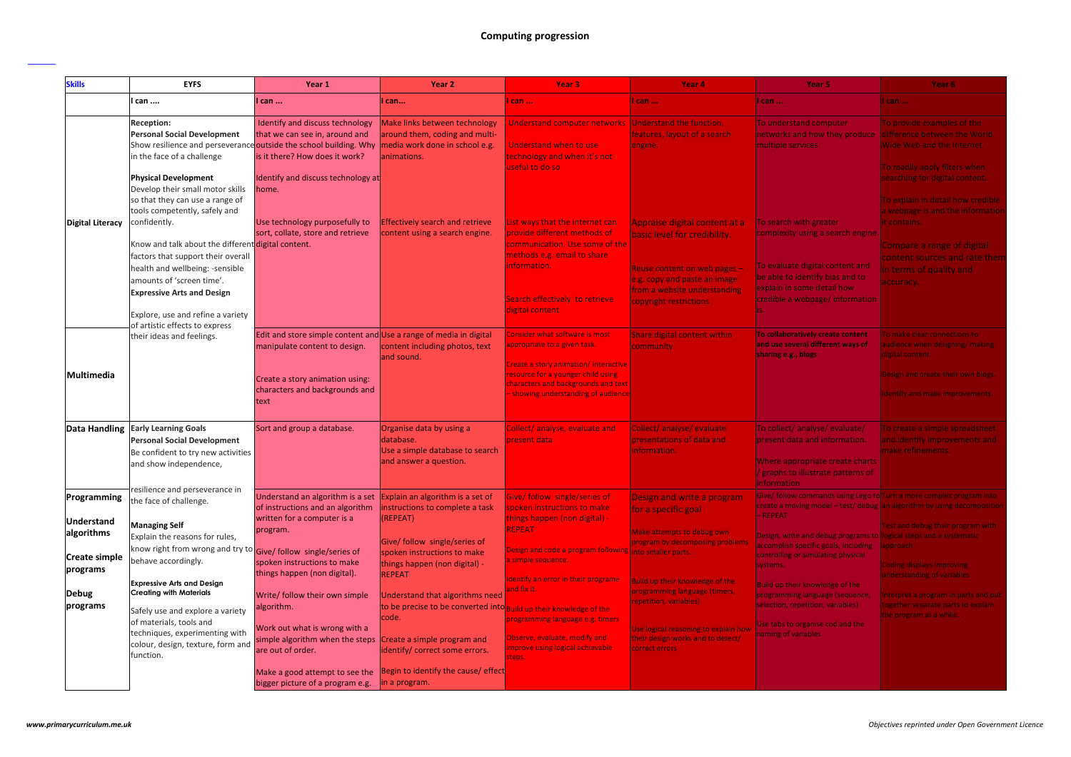# Computing progression

| Skills | EYFS | Year 1 | Year 2 | Year 3 | Year 4 | Year 5 | Year 6 |
|---|---|---|---|---|---|---|---|
| | I can .... | I can ... | I can... | I can ... | I can ... | I can ... | I can ... |
| Digital Literacy | **Reception:**<br>**Personal Social Development**<br>Show resilience and perseverance in the face of a challenge<br><br>**Physical Development**<br>Develop their small motor skills so that they can use a range of tools competently, safely and confidently.<br><br>Know and talk about the different factors that support their overall health and wellbeing: -sensible amounts of 'screen time'.<br>**Expressive Arts and Design**<br><br>Explore, use and refine a variety of artistic effects to express their ideas and feelings. | Identify and discuss technology that we can see in, around and outside the school building. Why is it there? How does it work?<br><br>Identify and discuss technology at home.<br><br>Use technology purposefully to sort, collate, store and retrieve digital content. | Make links between technology around them, coding and multi-media work done in school e.g. animations.<br><br>Effectively search and retrieve content using a search engine. | Understand computer networks<br><br>Understand when to use technology and when it's not useful to do so<br><br>List ways that the internet can provide different methods of communication. Use some of the methods e.g. email to share information.<br><br>Search effectively to retrieve digital content | Understand the function, features, layout of a search engine.<br><br>Appraise digital content at a basic level for credibility.<br><br>Reuse content on web pages – e.g. copy and paste an image from a website understanding copyright restrictions | To understand computer networks and how they produce multiple services<br><br>To search with greater complexity using a search engine.<br><br>To evaluate digital content and be able to identify bias and to explain in some detail how credible a webpage/ information is. | To provide examples of the difference between the World Wide Web and the Internet.<br><br>To readily apply filters when searching for digital content.<br><br>To explain in detail how credible a webpage is and the information it contains.<br><br>Compare a range of digital content sources and rate them in terms of quality and accuracy. |
| Multimedia | | Edit and store simple content and manipulate content to design.<br><br>Create a story animation using: characters and backgrounds and text | Use a range of media in digital content including photos, text and sound. | Consider what software is most appropriate to a given task<br><br>Create a story animation/ interactive resource for a younger child using characters and backgrounds and text – showing understanding of audience | Share digital content within community | **To collaboratively create content and use several different ways of sharing e.g., blogs** | To make clear connections to audience when designing/ making digital content.<br><br>Design and create their own blogs.<br><br>Identify and make improvements. |
| Data Handling | **Early Learning Goals**<br>**Personal Social Development**<br>Be confident to try new activities and show independence,<br><br>resilience and perseverance in the face of challenge.<br><br>**Managing Self**<br>Explain the reasons for rules, know right from wrong and try to behave accordingly.<br><br>**Expressive Arts and Design**<br>**Creating with Materials**<br><br>Safely use and explore a variety of materials, tools and techniques, experimenting with colour, design, texture, form and function. | Sort and group a database. | Organise data by using a database.<br>Use a simple database to search and answer a question. | Collect/ analyse, evaluate and present data | Collect/ analyse/ evaluate presentations of data and information. | To collect/ analyse/ evaluate/ present data and information.<br><br>Where appropriate create charts / graphs to illustrate patterns of information | To create a simple spreadsheet and identify improvements and make refinements. |
| Programming<br><br>Understand algorithms<br><br>Create simple programs<br><br>Debug programs | | Understand an algorithm is a set of instructions and an algorithm written for a computer is a program.<br><br>Give/ follow single/series of spoken instructions to make things happen (non digital).<br><br>Write/ follow their own simple algorithm.<br><br>Work out what is wrong with a simple algorithm when the steps are out of order.<br><br>Make a good attempt to see the bigger picture of a program e.g. | Explain an algorithm is a set of instructions to complete a task (REPEAT)<br><br>Give/ follow single/series of spoken instructions to make things happen (non digital) - REPEAT<br><br>Understand that algorithms need to be precise to be converted into code.<br><br>Create a simple program and identify/ correct some errors.<br><br>Begin to identify the cause/ effect in a program. | Give/ follow single/series of spoken instructions to make things happen (non digital) - REPEAT<br><br>Design and code a program following a simple sequence.<br><br>Identify an error in their programe and fix it.<br><br>Build up their knowledge of the programming language e.g. timers<br><br>Observe, evaluate, modify and improve using logical achievable steps. | Design and write a program for a specific goal<br><br>Make attempts to debug own program by decomposing problems into smaller parts.<br><br>Build up their knowledge of the programming language (timers, repetition, variables)<br><br>Use logical reasoning to explain how their design works and to detect/ correct errors | Give/ follow commands using Lego to create a moving model – test/ debug – REPEAT<br><br>Design, write and debug programs to accomplish specific goals, including controlling or simulating physical systems.<br><br>Build up their knowledge of the programming language (sequence, selection, repetition, variables)<br><br>Use tabs to organise cod and the naming of variables | Turn a more complex program into an algorithm by using decomposition<br><br>Test and debug their program with logical steps and a systematic approach<br><br>Coding displays improving understanding of variables<br><br>Interpret a program in parts and put together separate parts to explain the program as a while. |

*www.primarycurriculum.me.uk*

*Objectives reprinted under Open Government Licence*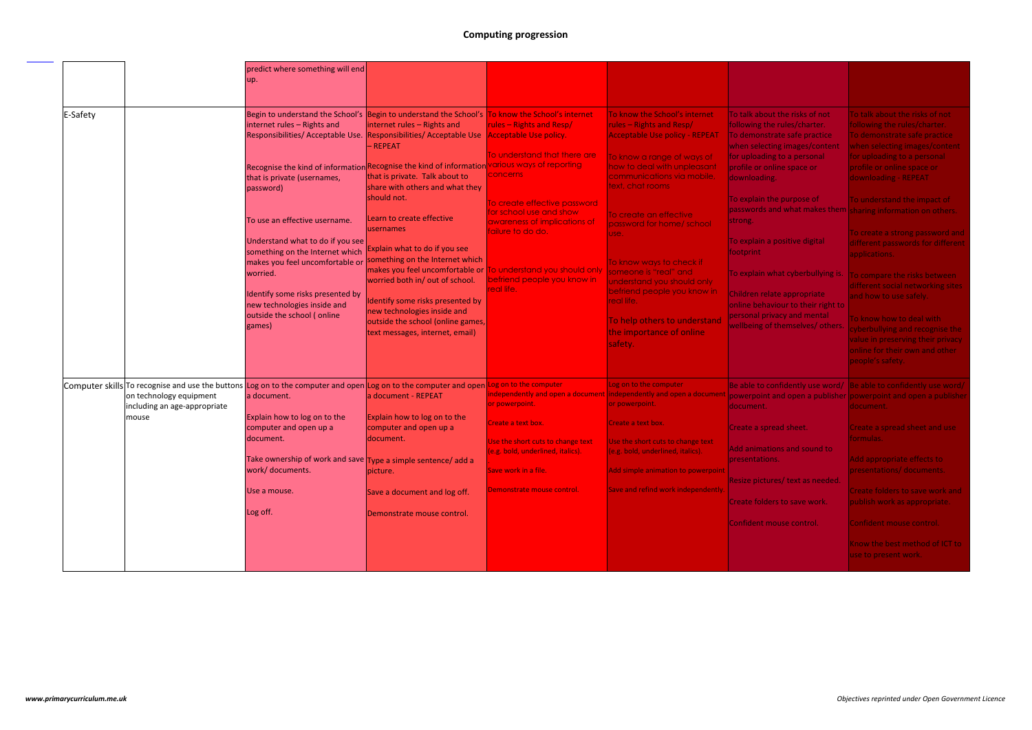## Computing progression

| | | | | | | | |
|---|---|---|---|---|---|---|---|
| | | predict where something will end up. | | | | | |
| E-Safety | | Begin to understand the School's internet rules – Rights and Responsibilities/ Acceptable Use.<br><br>Recognise the kind of information that is private (usernames, password)<br><br>To use an effective username.<br><br>Understand what to do if you see something on the Internet which makes you feel uncomfortable or worried.<br><br>Identify some risks presented by new technologies inside and outside the school ( online games) | Begin to understand the School's internet rules – Rights and Responsibilities/ Acceptable Use – REPEAT<br><br>Recognise the kind of information that is private. Talk about to share with others and what they should not.<br><br>Learn to create effective usernames<br><br>Explain what to do if you see something on the Internet which makes you feel uncomfortable or worried both in/ out of school.<br><br>Identify some risks presented by new technologies inside and outside the school (online games, text messages, internet, email) | To know the School's internet rules – Rights and Resp/ Acceptable Use policy.<br><br>To understand that there are various ways of reporting concerns<br><br>To create effective password for school use and show awareness of implications of failure to do so.<br><br>To understand you should only befriend people you know in real life. | To know the School's internet rules – Rights and Resp/ Acceptable Use policy - REPEAT<br><br>To know a range of ways of how to deal with unpleasant communications via mobile, text, chat rooms<br><br>To create an effective password for home/ school use.<br><br>To know ways to check if someone is "real" and understand you should only befriend people you know in real life.<br><br>To help others to understand the importance of online safety. | To talk about the risks of not following the rules/charter.<br>To demonstrate safe practice when selecting images/content for uploading to a personal profile or online space or downloading<br><br>To explain the purpose of passwords and what makes them strong.<br><br>To explain a positive digital footprint<br><br>To explain what cyberbullying is.<br><br>Children relate appropriate online behaviour to their right to personal privacy and mental wellbeing of themselves/ others. | To talk about the risks of not following the rules/charter.<br>To demonstrate safe practice when selecting images/content for uploading to a personal profile or online space or downloading - REPEAT<br><br>To understand the impact of sharing information on others<br><br>To create a strong password and different passwords for different applications.<br><br>To compare the risks between different social networking sites and how to use safely.<br><br>To know how to deal with cyberbullying and recognise the value in preserving their privacy online for their own and other people's safety. |
| Computer skills | To recognise and use the buttons on technology equipment including an age-appropriate mouse | Log on to the computer and open a document.<br><br>Explain how to log on to the computer and open up a document.<br><br>Take ownership of work and save work/ documents.<br><br>Use a mouse.<br><br>Log off. | Log on to the computer and open a document - REPEAT<br><br>Explain how to log on to the computer and open up a document.<br><br>Type a simple sentence/ add a picture.<br><br>Save a document and log off.<br><br>Demonstrate mouse control. | Log on to the computer independently and open a document or powerpoint.<br><br>Create a text box.<br><br>Use the short cuts to change text (e.g. bold, underlined, italics).<br><br>Save work in a file.<br><br>Demonstrate mouse control. | Log on to the computer independently and open a document or powerpoint.<br><br>Create a text box.<br><br>Use the short cuts to change text (e.g. bold, underlined, italics).<br><br>Add simple animation to powerpoint<br><br>Save and refind work independently. | Be able to confidently use word/ powerpoint and open a publisher document.<br><br>Create a spread sheet.<br><br>Add animations and sound to presentations.<br><br>Resize pictures/ text as needed.<br><br>Create folders to save work.<br><br>Confident mouse control. | Be able to confidently use word/ powerpoint and open a publisher document.<br><br>Create a spread sheet and use formulas.<br><br>Add appropriate effects to presentations/ documents.<br><br>Create folders to save work and publish work as appropriate.<br><br>Confident mouse control.<br><br>Know the best method of ICT to use to present work. |

*www.primarycurriculum.me.uk*

*Objectives reprinted under Open Government Licence*